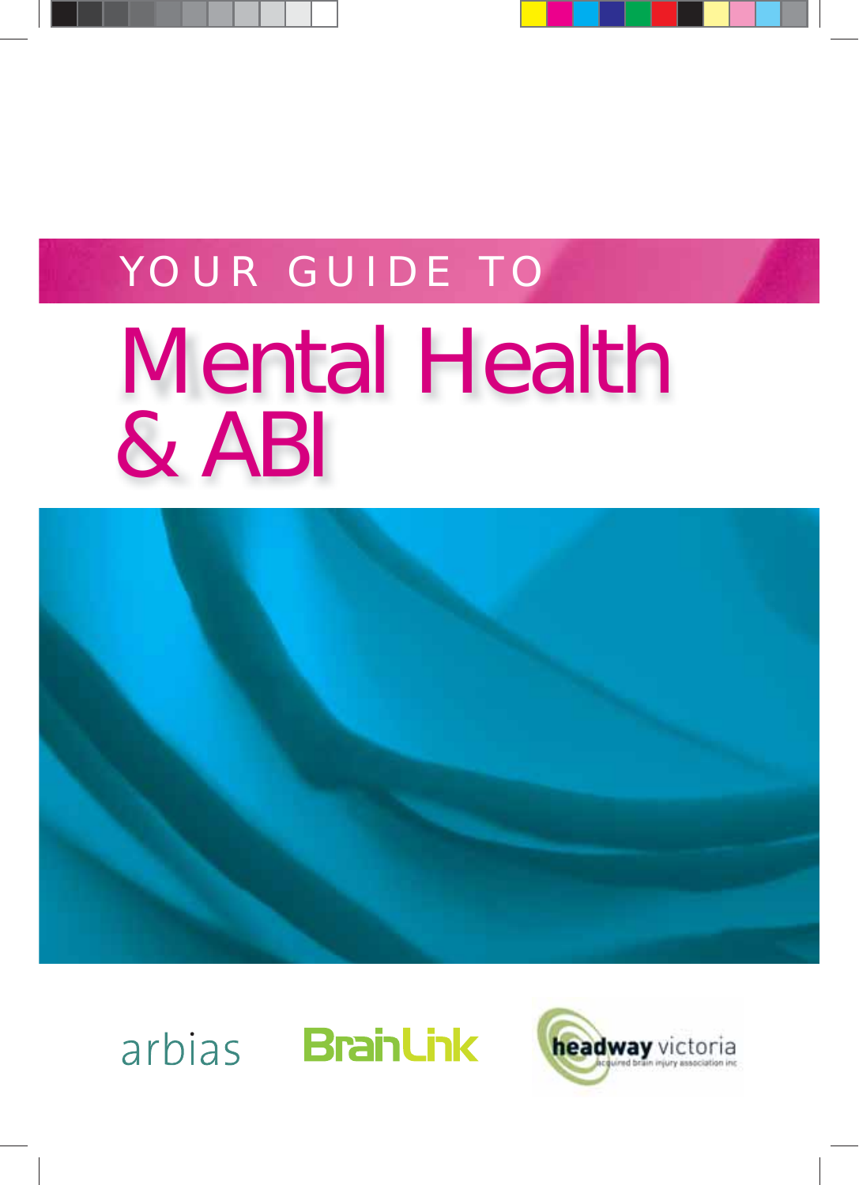YOUR GUIDE TO

# Mental Health & ABI

arbias

BrainLink

headway victoria
acquired brain injury association inc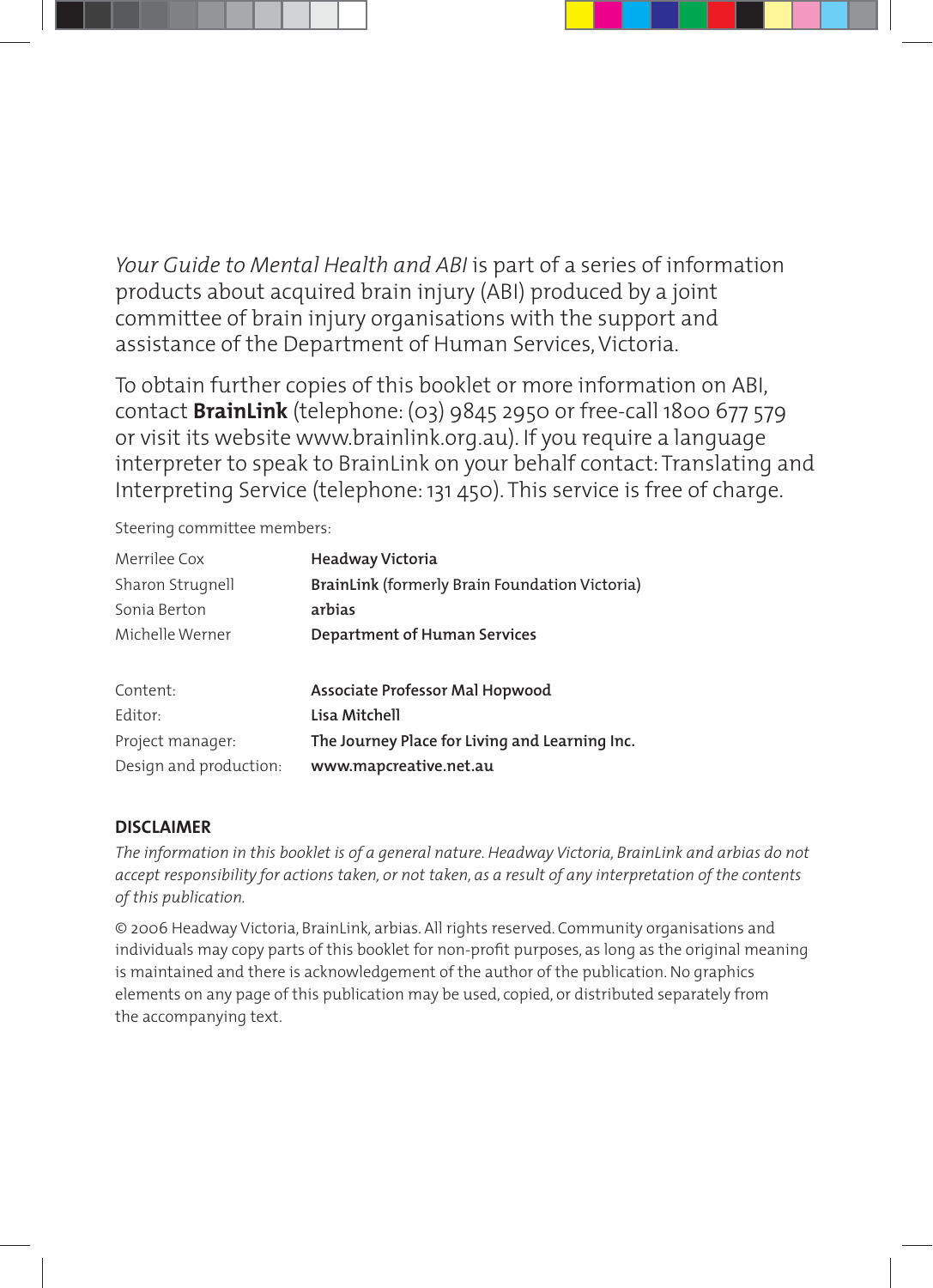*Your Guide to Mental Health and ABI* is part of a series of information products about acquired brain injury (ABI) produced by a joint committee of brain injury organisations with the support and assistance of the Department of Human Services, Victoria.

To obtain further copies of this booklet or more information on ABI, contact **BrainLink** (telephone: (03) 9845 2950 or free-call 1800 677 579 or visit its website www.brainlink.org.au). If you require a language interpreter to speak to BrainLink on your behalf contact: Translating and Interpreting Service (telephone: 131 450). This service is free of charge.

Steering committee members:

| | |
|---|---|
| Merrilee Cox | **Headway Victoria** |
| Sharon Strugnell | **BrainLink (formerly Brain Foundation Victoria)** |
| Sonia Berton | **arbias** |
| Michelle Werner | **Department of Human Services** |

| | |
|---|---|
| Content: | **Associate Professor Mal Hopwood** |
| Editor: | **Lisa Mitchell** |
| Project manager: | **The Journey Place for Living and Learning Inc.** |
| Design and production: | **www.mapcreative.net.au** |

**DISCLAIMER**

*The information in this booklet is of a general nature. Headway Victoria, BrainLink and arbias do not accept responsibility for actions taken, or not taken, as a result of any interpretation of the contents of this publication.*

© 2006 Headway Victoria, BrainLink, arbias. All rights reserved. Community organisations and individuals may copy parts of this booklet for non-profit purposes, as long as the original meaning is maintained and there is acknowledgement of the author of the publication. No graphics elements on any page of this publication may be used, copied, or distributed separately from the accompanying text.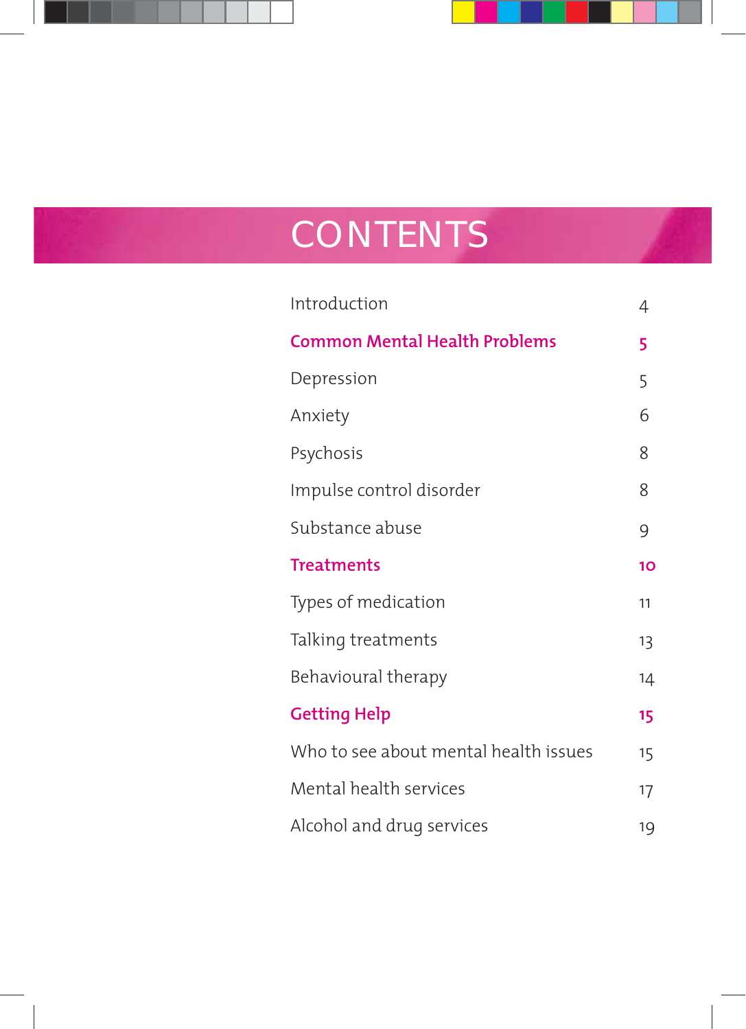# CONTENTS

| | |
|---|---|
| Introduction | 4 |
| **Common Mental Health Problems** | **5** |
| Depression | 5 |
| Anxiety | 6 |
| Psychosis | 8 |
| Impulse control disorder | 8 |
| Substance abuse | 9 |
| **Treatments** | **10** |
| Types of medication | 11 |
| Talking treatments | 13 |
| Behavioural therapy | 14 |
| **Getting Help** | **15** |
| Who to see about mental health issues | 15 |
| Mental health services | 17 |
| Alcohol and drug services | 19 |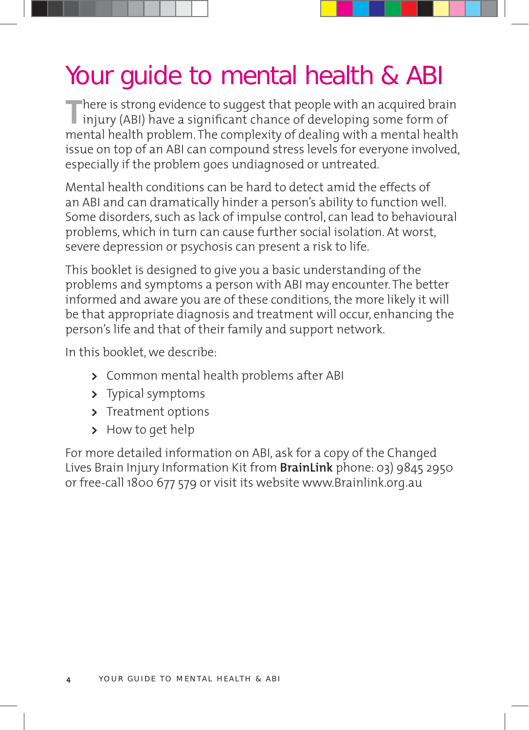# Your guide to mental health & ABI

There is strong evidence to suggest that people with an acquired brain injury (ABI) have a significant chance of developing some form of mental health problem. The complexity of dealing with a mental health issue on top of an ABI can compound stress levels for everyone involved, especially if the problem goes undiagnosed or untreated.

Mental health conditions can be hard to detect amid the effects of an ABI and can dramatically hinder a person's ability to function well. Some disorders, such as lack of impulse control, can lead to behavioural problems, which in turn can cause further social isolation. At worst, severe depression or psychosis can present a risk to life.

This booklet is designed to give you a basic understanding of the problems and symptoms a person with ABI may encounter. The better informed and aware you are of these conditions, the more likely it will be that appropriate diagnosis and treatment will occur, enhancing the person's life and that of their family and support network.

In this booklet, we describe:

- Common mental health problems after ABI
- Typical symptoms
- Treatment options
- How to get help

For more detailed information on ABI, ask for a copy of the Changed Lives Brain Injury Information Kit from **BrainLink** phone: 03) 9845 2950 or free-call 1800 677 579 or visit its website www.Brainlink.org.au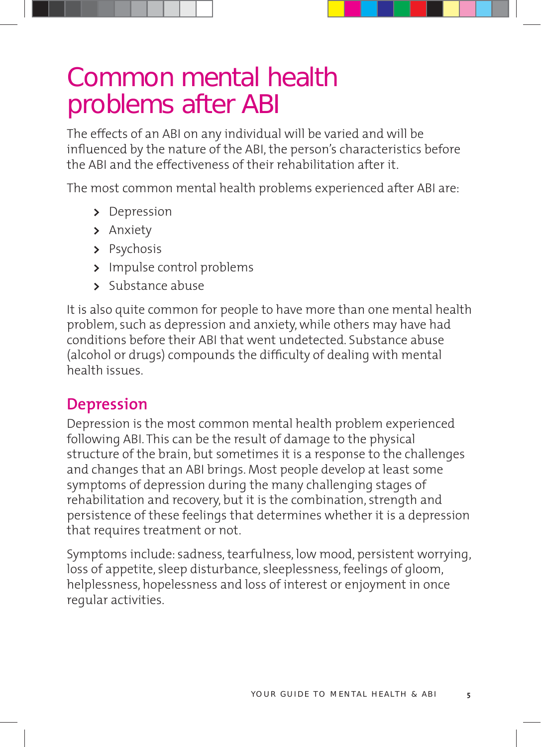# Common mental health problems after ABI

The effects of an ABI on any individual will be varied and will be influenced by the nature of the ABI, the person's characteristics before the ABI and the effectiveness of their rehabilitation after it.

The most common mental health problems experienced after ABI are:

- Depression
- Anxiety
- Psychosis
- Impulse control problems
- Substance abuse

It is also quite common for people to have more than one mental health problem, such as depression and anxiety, while others may have had conditions before their ABI that went undetected. Substance abuse (alcohol or drugs) compounds the difficulty of dealing with mental health issues.

## Depression

Depression is the most common mental health problem experienced following ABI. This can be the result of damage to the physical structure of the brain, but sometimes it is a response to the challenges and changes that an ABI brings. Most people develop at least some symptoms of depression during the many challenging stages of rehabilitation and recovery, but it is the combination, strength and persistence of these feelings that determines whether it is a depression that requires treatment or not.

Symptoms include: sadness, tearfulness, low mood, persistent worrying, loss of appetite, sleep disturbance, sleeplessness, feelings of gloom, helplessness, hopelessness and loss of interest or enjoyment in once regular activities.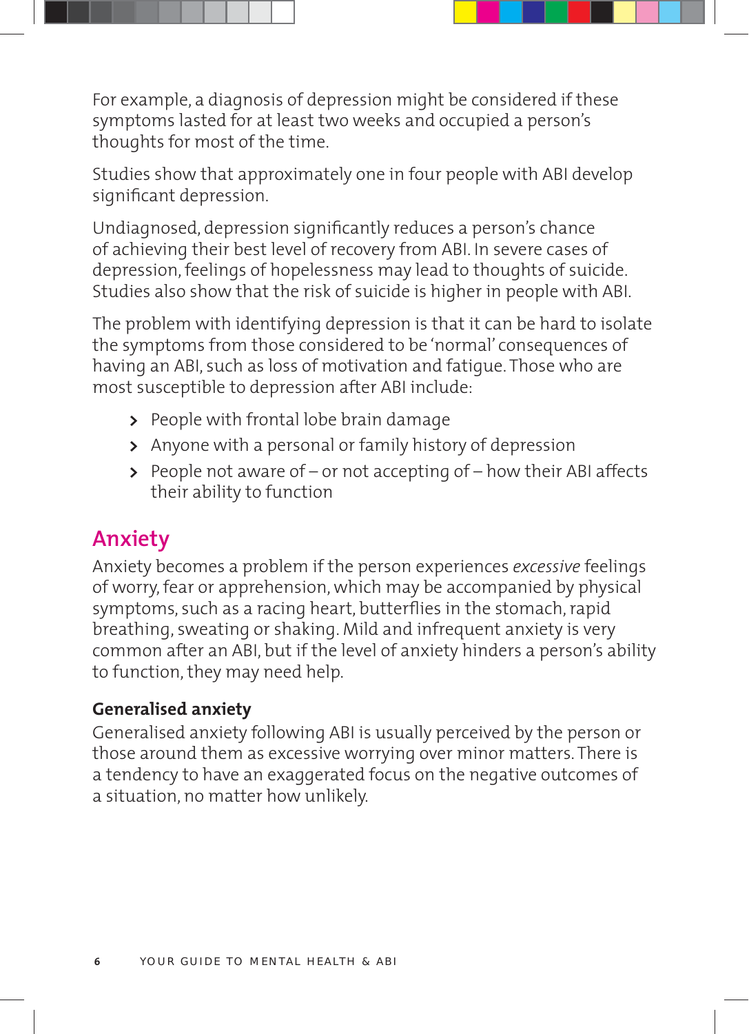For example, a diagnosis of depression might be considered if these symptoms lasted for at least two weeks and occupied a person's thoughts for most of the time.

Studies show that approximately one in four people with ABI develop significant depression.

Undiagnosed, depression significantly reduces a person's chance of achieving their best level of recovery from ABI. In severe cases of depression, feelings of hopelessness may lead to thoughts of suicide. Studies also show that the risk of suicide is higher in people with ABI.

The problem with identifying depression is that it can be hard to isolate the symptoms from those considered to be 'normal' consequences of having an ABI, such as loss of motivation and fatigue. Those who are most susceptible to depression after ABI include:

- People with frontal lobe brain damage
- Anyone with a personal or family history of depression
- People not aware of – or not accepting of – how their ABI affects their ability to function

## Anxiety

Anxiety becomes a problem if the person experiences *excessive* feelings of worry, fear or apprehension, which may be accompanied by physical symptoms, such as a racing heart, butterflies in the stomach, rapid breathing, sweating or shaking. Mild and infrequent anxiety is very common after an ABI, but if the level of anxiety hinders a person's ability to function, they may need help.

### Generalised anxiety

Generalised anxiety following ABI is usually perceived by the person or those around them as excessive worrying over minor matters. There is a tendency to have an exaggerated focus on the negative outcomes of a situation, no matter how unlikely.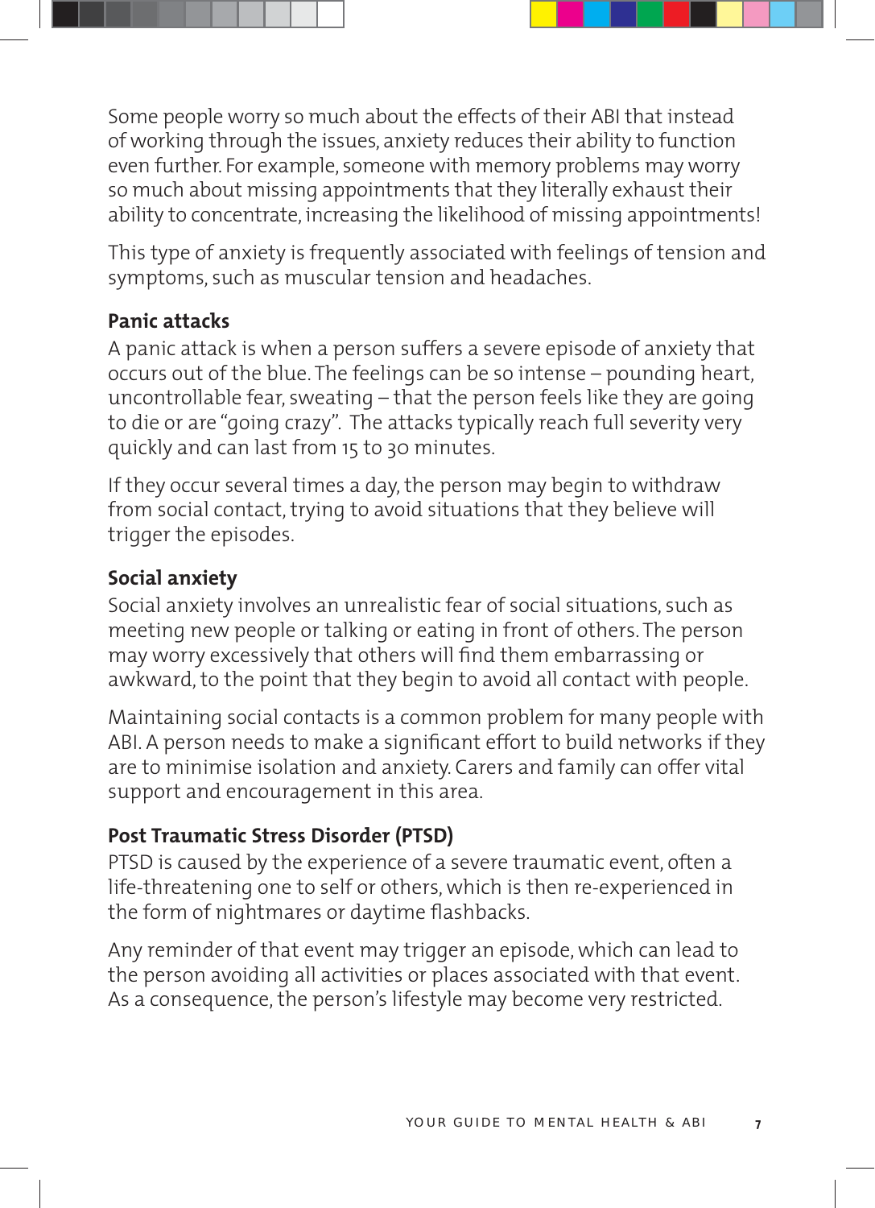Some people worry so much about the effects of their ABI that instead of working through the issues, anxiety reduces their ability to function even further. For example, someone with memory problems may worry so much about missing appointments that they literally exhaust their ability to concentrate, increasing the likelihood of missing appointments!

This type of anxiety is frequently associated with feelings of tension and symptoms, such as muscular tension and headaches.

**Panic attacks**

A panic attack is when a person suffers a severe episode of anxiety that occurs out of the blue. The feelings can be so intense – pounding heart, uncontrollable fear, sweating – that the person feels like they are going to die or are "going crazy". The attacks typically reach full severity very quickly and can last from 15 to 30 minutes.

If they occur several times a day, the person may begin to withdraw from social contact, trying to avoid situations that they believe will trigger the episodes.

**Social anxiety**

Social anxiety involves an unrealistic fear of social situations, such as meeting new people or talking or eating in front of others. The person may worry excessively that others will find them embarrassing or awkward, to the point that they begin to avoid all contact with people.

Maintaining social contacts is a common problem for many people with ABI. A person needs to make a significant effort to build networks if they are to minimise isolation and anxiety. Carers and family can offer vital support and encouragement in this area.

**Post Traumatic Stress Disorder (PTSD)**

PTSD is caused by the experience of a severe traumatic event, often a life-threatening one to self or others, which is then re-experienced in the form of nightmares or daytime flashbacks.

Any reminder of that event may trigger an episode, which can lead to the person avoiding all activities or places associated with that event. As a consequence, the person's lifestyle may become very restricted.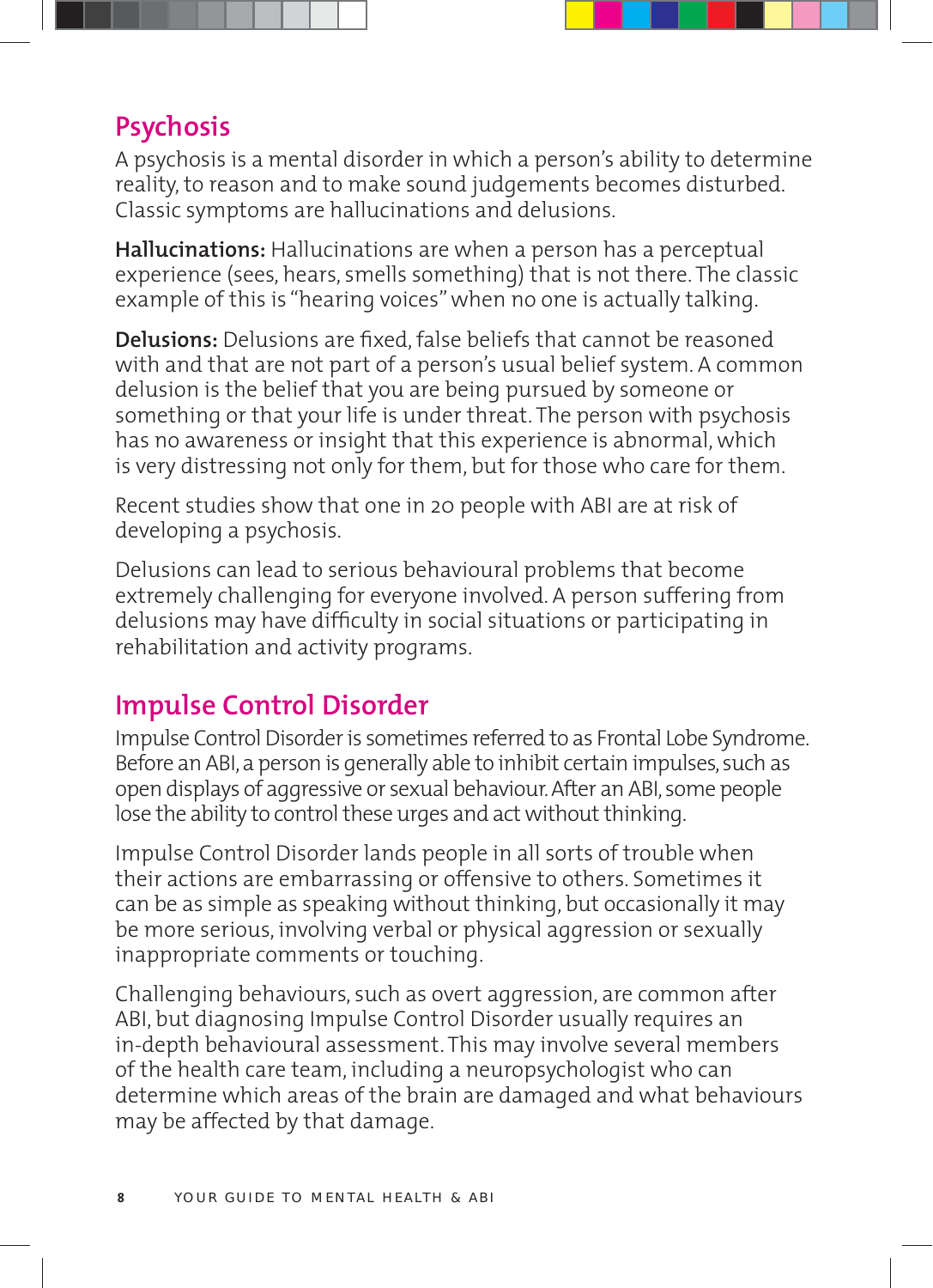## Psychosis

A psychosis is a mental disorder in which a person's ability to determine reality, to reason and to make sound judgements becomes disturbed. Classic symptoms are hallucinations and delusions.

**Hallucinations:** Hallucinations are when a person has a perceptual experience (sees, hears, smells something) that is not there. The classic example of this is "hearing voices" when no one is actually talking.

**Delusions:** Delusions are fixed, false beliefs that cannot be reasoned with and that are not part of a person's usual belief system. A common delusion is the belief that you are being pursued by someone or something or that your life is under threat. The person with psychosis has no awareness or insight that this experience is abnormal, which is very distressing not only for them, but for those who care for them.

Recent studies show that one in 20 people with ABI are at risk of developing a psychosis.

Delusions can lead to serious behavioural problems that become extremely challenging for everyone involved. A person suffering from delusions may have difficulty in social situations or participating in rehabilitation and activity programs.

## Impulse Control Disorder

Impulse Control Disorder is sometimes referred to as Frontal Lobe Syndrome. Before an ABI, a person is generally able to inhibit certain impulses, such as open displays of aggressive or sexual behaviour. After an ABI, some people lose the ability to control these urges and act without thinking.

Impulse Control Disorder lands people in all sorts of trouble when their actions are embarrassing or offensive to others. Sometimes it can be as simple as speaking without thinking, but occasionally it may be more serious, involving verbal or physical aggression or sexually inappropriate comments or touching.

Challenging behaviours, such as overt aggression, are common after ABI, but diagnosing Impulse Control Disorder usually requires an in-depth behavioural assessment. This may involve several members of the health care team, including a neuropsychologist who can determine which areas of the brain are damaged and what behaviours may be affected by that damage.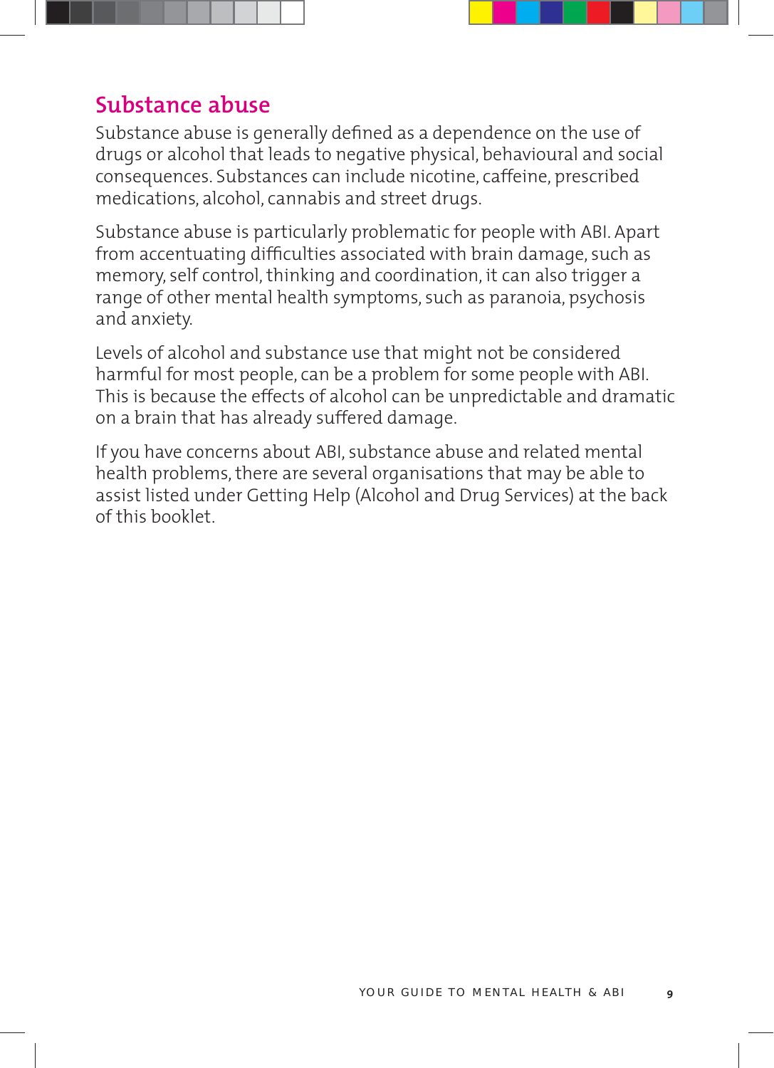## Substance abuse

Substance abuse is generally defined as a dependence on the use of drugs or alcohol that leads to negative physical, behavioural and social consequences. Substances can include nicotine, caffeine, prescribed medications, alcohol, cannabis and street drugs.

Substance abuse is particularly problematic for people with ABI. Apart from accentuating difficulties associated with brain damage, such as memory, self control, thinking and coordination, it can also trigger a range of other mental health symptoms, such as paranoia, psychosis and anxiety.

Levels of alcohol and substance use that might not be considered harmful for most people, can be a problem for some people with ABI. This is because the effects of alcohol can be unpredictable and dramatic on a brain that has already suffered damage.

If you have concerns about ABI, substance abuse and related mental health problems, there are several organisations that may be able to assist listed under Getting Help (Alcohol and Drug Services) at the back of this booklet.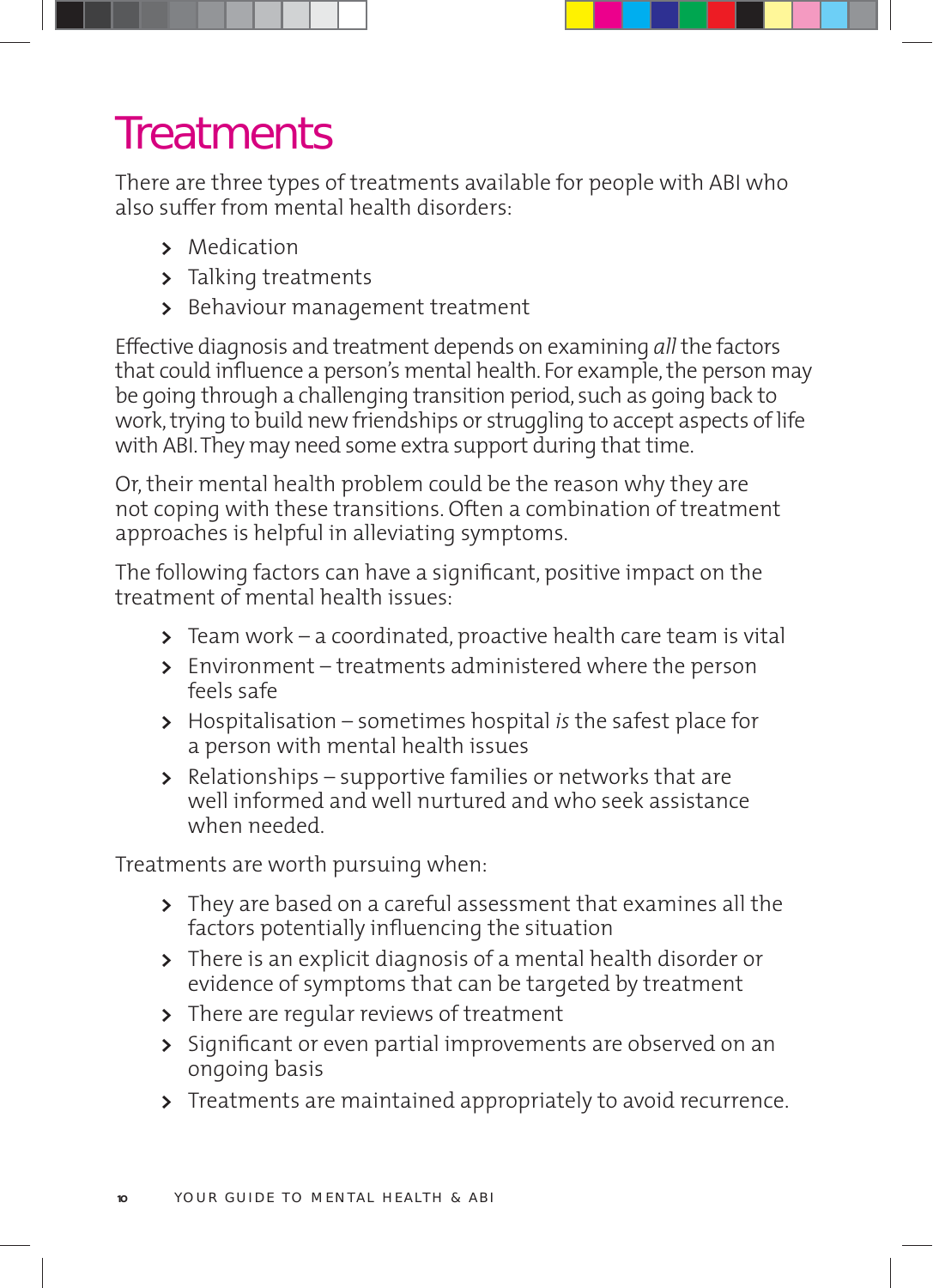# Treatments

There are three types of treatments available for people with ABI who also suffer from mental health disorders:

- Medication
- Talking treatments
- Behaviour management treatment

Effective diagnosis and treatment depends on examining *all* the factors that could influence a person's mental health. For example, the person may be going through a challenging transition period, such as going back to work, trying to build new friendships or struggling to accept aspects of life with ABI. They may need some extra support during that time.

Or, their mental health problem could be the reason why they are not coping with these transitions. Often a combination of treatment approaches is helpful in alleviating symptoms.

The following factors can have a significant, positive impact on the treatment of mental health issues:

- Team work – a coordinated, proactive health care team is vital
- Environment – treatments administered where the person feels safe
- Hospitalisation – sometimes hospital *is* the safest place for a person with mental health issues
- Relationships – supportive families or networks that are well informed and well nurtured and who seek assistance when needed.

Treatments are worth pursuing when:

- They are based on a careful assessment that examines all the factors potentially influencing the situation
- There is an explicit diagnosis of a mental health disorder or evidence of symptoms that can be targeted by treatment
- There are regular reviews of treatment
- Significant or even partial improvements are observed on an ongoing basis
- Treatments are maintained appropriately to avoid recurrence.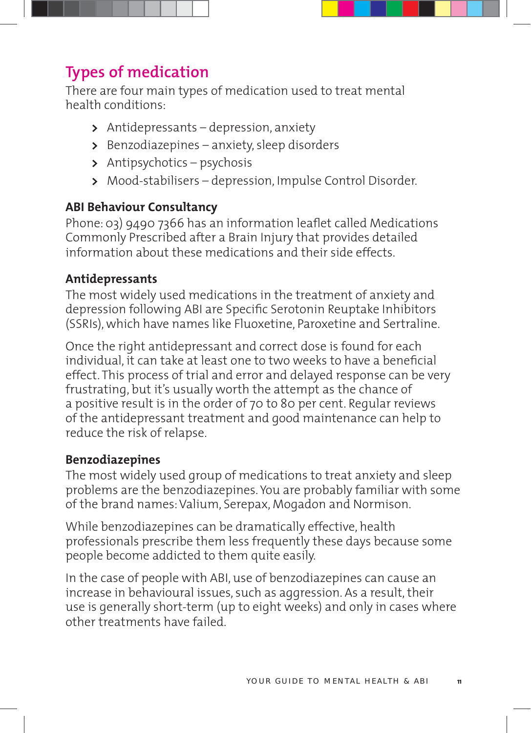## Types of medication

There are four main types of medication used to treat mental health conditions:

- Antidepressants – depression, anxiety
- Benzodiazepines – anxiety, sleep disorders
- Antipsychotics – psychosis
- Mood-stabilisers – depression, Impulse Control Disorder.

### ABI Behaviour Consultancy

Phone: 03) 9490 7366 has an information leaflet called Medications Commonly Prescribed after a Brain Injury that provides detailed information about these medications and their side effects.

### Antidepressants

The most widely used medications in the treatment of anxiety and depression following ABI are Specific Serotonin Reuptake Inhibitors (SSRIs), which have names like Fluoxetine, Paroxetine and Sertraline.

Once the right antidepressant and correct dose is found for each individual, it can take at least one to two weeks to have a beneficial effect. This process of trial and error and delayed response can be very frustrating, but it's usually worth the attempt as the chance of a positive result is in the order of 70 to 80 per cent. Regular reviews of the antidepressant treatment and good maintenance can help to reduce the risk of relapse.

### Benzodiazepines

The most widely used group of medications to treat anxiety and sleep problems are the benzodiazepines. You are probably familiar with some of the brand names: Valium, Serepax, Mogadon and Normison.

While benzodiazepines can be dramatically effective, health professionals prescribe them less frequently these days because some people become addicted to them quite easily.

In the case of people with ABI, use of benzodiazepines can cause an increase in behavioural issues, such as aggression. As a result, their use is generally short-term (up to eight weeks) and only in cases where other treatments have failed.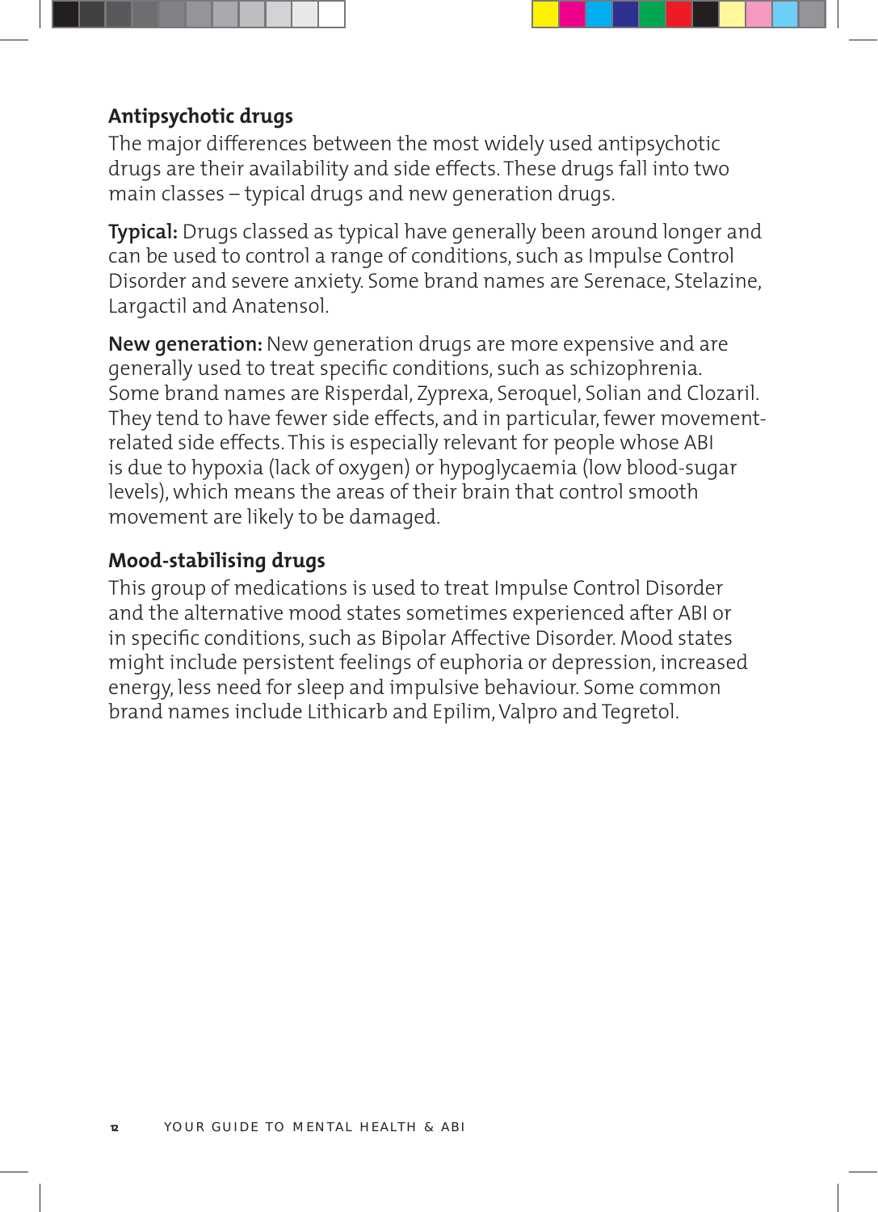### Antipsychotic drugs

The major differences between the most widely used antipsychotic drugs are their availability and side effects. These drugs fall into two main classes – typical drugs and new generation drugs.

**Typical:** Drugs classed as typical have generally been around longer and can be used to control a range of conditions, such as Impulse Control Disorder and severe anxiety. Some brand names are Serenace, Stelazine, Largactil and Anatensol.

**New generation:** New generation drugs are more expensive and are generally used to treat specific conditions, such as schizophrenia. Some brand names are Risperdal, Zyprexa, Seroquel, Solian and Clozaril. They tend to have fewer side effects, and in particular, fewer movement-related side effects. This is especially relevant for people whose ABI is due to hypoxia (lack of oxygen) or hypoglycaemia (low blood-sugar levels), which means the areas of their brain that control smooth movement are likely to be damaged.

### Mood-stabilising drugs

This group of medications is used to treat Impulse Control Disorder and the alternative mood states sometimes experienced after ABI or in specific conditions, such as Bipolar Affective Disorder. Mood states might include persistent feelings of euphoria or depression, increased energy, less need for sleep and impulsive behaviour. Some common brand names include Lithicarb and Epilim, Valpro and Tegretol.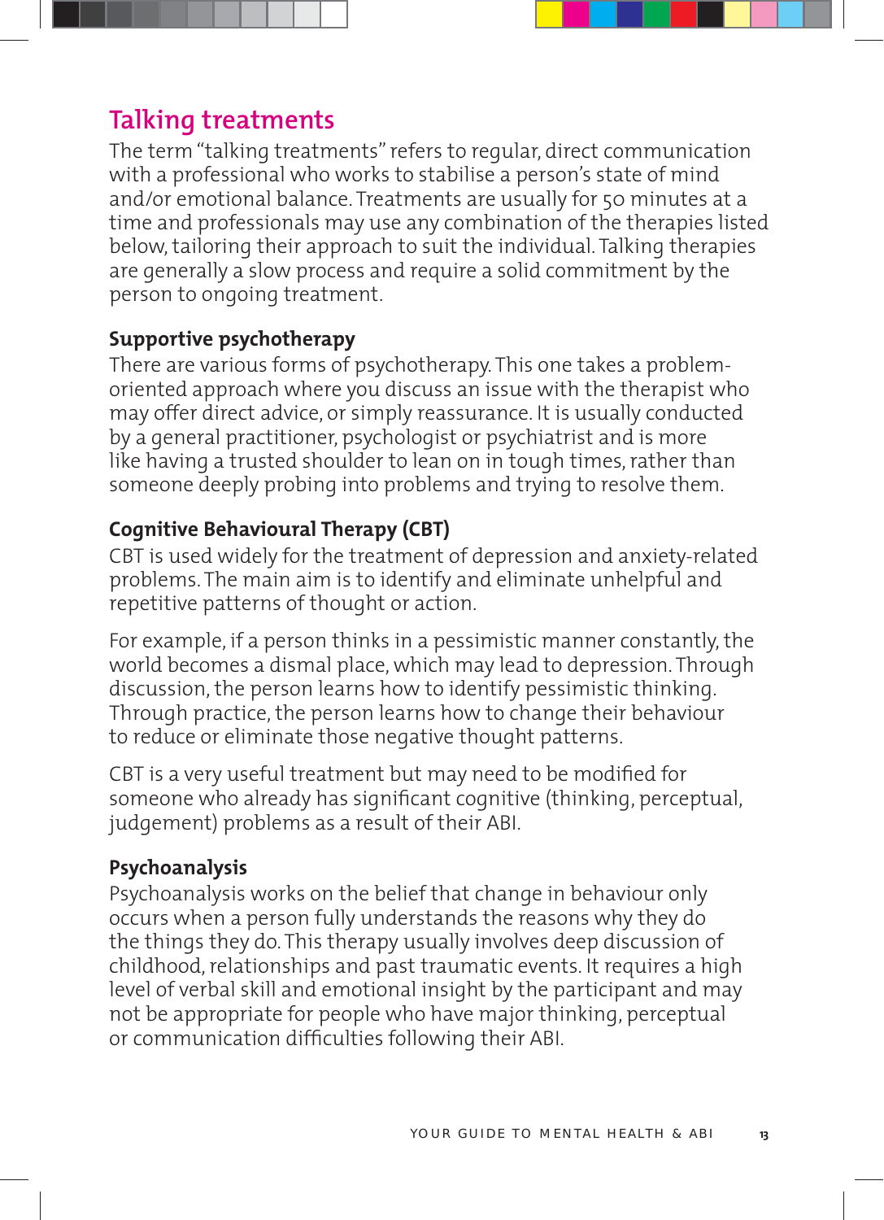## Talking treatments

The term "talking treatments" refers to regular, direct communication with a professional who works to stabilise a person's state of mind and/or emotional balance. Treatments are usually for 50 minutes at a time and professionals may use any combination of the therapies listed below, tailoring their approach to suit the individual. Talking therapies are generally a slow process and require a solid commitment by the person to ongoing treatment.

### Supportive psychotherapy

There are various forms of psychotherapy. This one takes a problem-oriented approach where you discuss an issue with the therapist who may offer direct advice, or simply reassurance. It is usually conducted by a general practitioner, psychologist or psychiatrist and is more like having a trusted shoulder to lean on in tough times, rather than someone deeply probing into problems and trying to resolve them.

### Cognitive Behavioural Therapy (CBT)

CBT is used widely for the treatment of depression and anxiety-related problems. The main aim is to identify and eliminate unhelpful and repetitive patterns of thought or action.

For example, if a person thinks in a pessimistic manner constantly, the world becomes a dismal place, which may lead to depression. Through discussion, the person learns how to identify pessimistic thinking. Through practice, the person learns how to change their behaviour to reduce or eliminate those negative thought patterns.

CBT is a very useful treatment but may need to be modified for someone who already has significant cognitive (thinking, perceptual, judgement) problems as a result of their ABI.

### Psychoanalysis

Psychoanalysis works on the belief that change in behaviour only occurs when a person fully understands the reasons why they do the things they do. This therapy usually involves deep discussion of childhood, relationships and past traumatic events. It requires a high level of verbal skill and emotional insight by the participant and may not be appropriate for people who have major thinking, perceptual or communication difficulties following their ABI.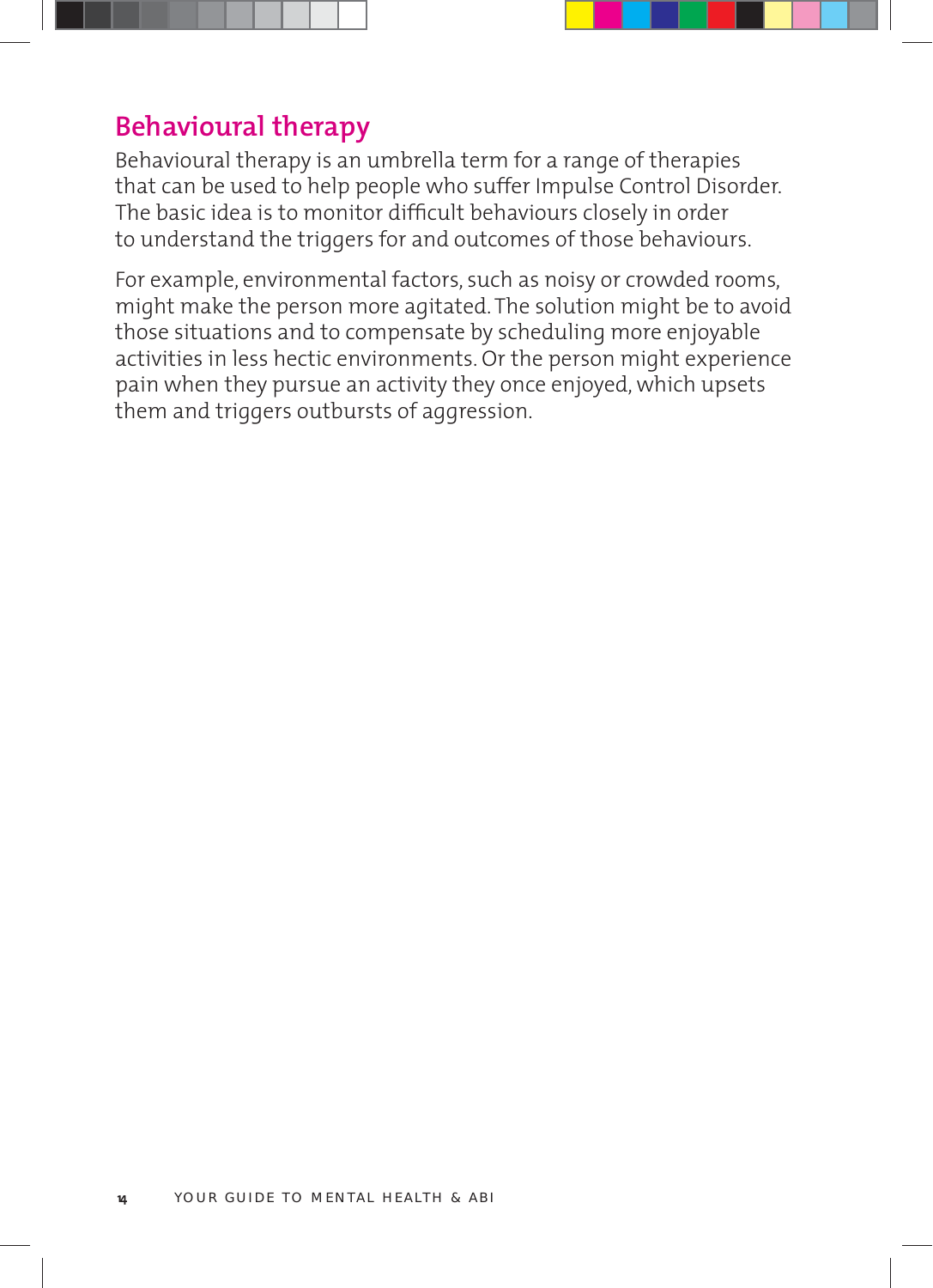## Behavioural therapy

Behavioural therapy is an umbrella term for a range of therapies that can be used to help people who suffer Impulse Control Disorder. The basic idea is to monitor difficult behaviours closely in order to understand the triggers for and outcomes of those behaviours.

For example, environmental factors, such as noisy or crowded rooms, might make the person more agitated. The solution might be to avoid those situations and to compensate by scheduling more enjoyable activities in less hectic environments. Or the person might experience pain when they pursue an activity they once enjoyed, which upsets them and triggers outbursts of aggression.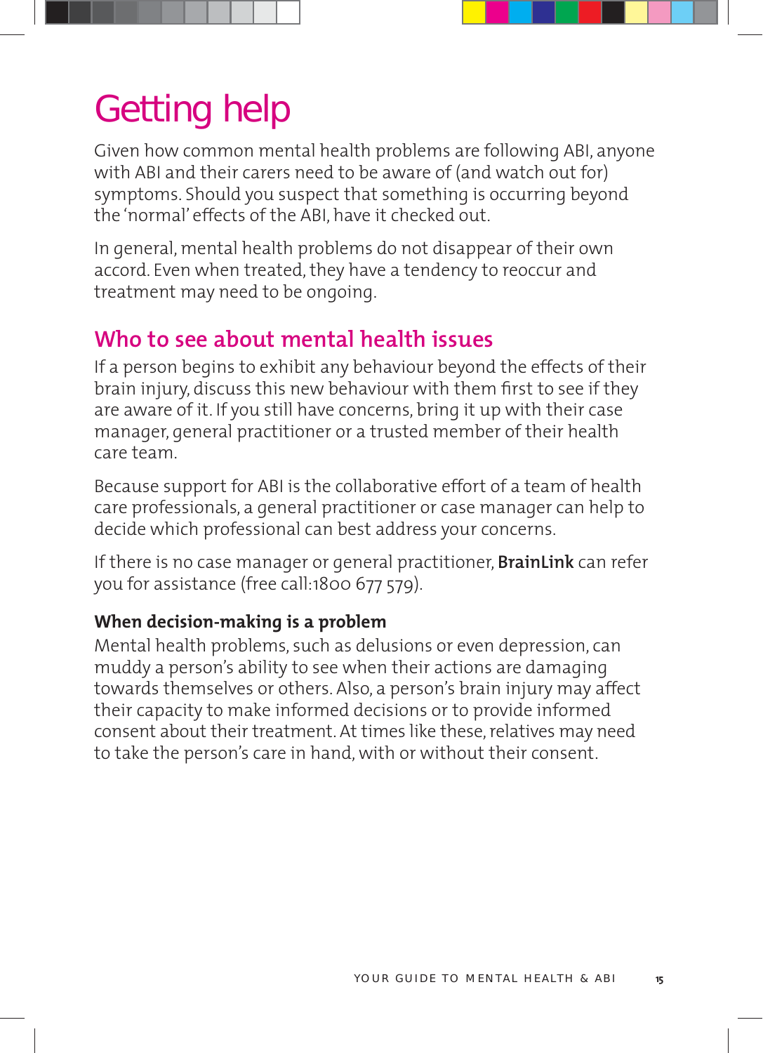# Getting help

Given how common mental health problems are following ABI, anyone with ABI and their carers need to be aware of (and watch out for) symptoms. Should you suspect that something is occurring beyond the 'normal' effects of the ABI, have it checked out.

In general, mental health problems do not disappear of their own accord. Even when treated, they have a tendency to reoccur and treatment may need to be ongoing.

## Who to see about mental health issues

If a person begins to exhibit any behaviour beyond the effects of their brain injury, discuss this new behaviour with them first to see if they are aware of it. If you still have concerns, bring it up with their case manager, general practitioner or a trusted member of their health care team.

Because support for ABI is the collaborative effort of a team of health care professionals, a general practitioner or case manager can help to decide which professional can best address your concerns.

If there is no case manager or general practitioner, **BrainLink** can refer you for assistance (free call:1800 677 579).

### When decision-making is a problem

Mental health problems, such as delusions or even depression, can muddy a person's ability to see when their actions are damaging towards themselves or others. Also, a person's brain injury may affect their capacity to make informed decisions or to provide informed consent about their treatment. At times like these, relatives may need to take the person's care in hand, with or without their consent.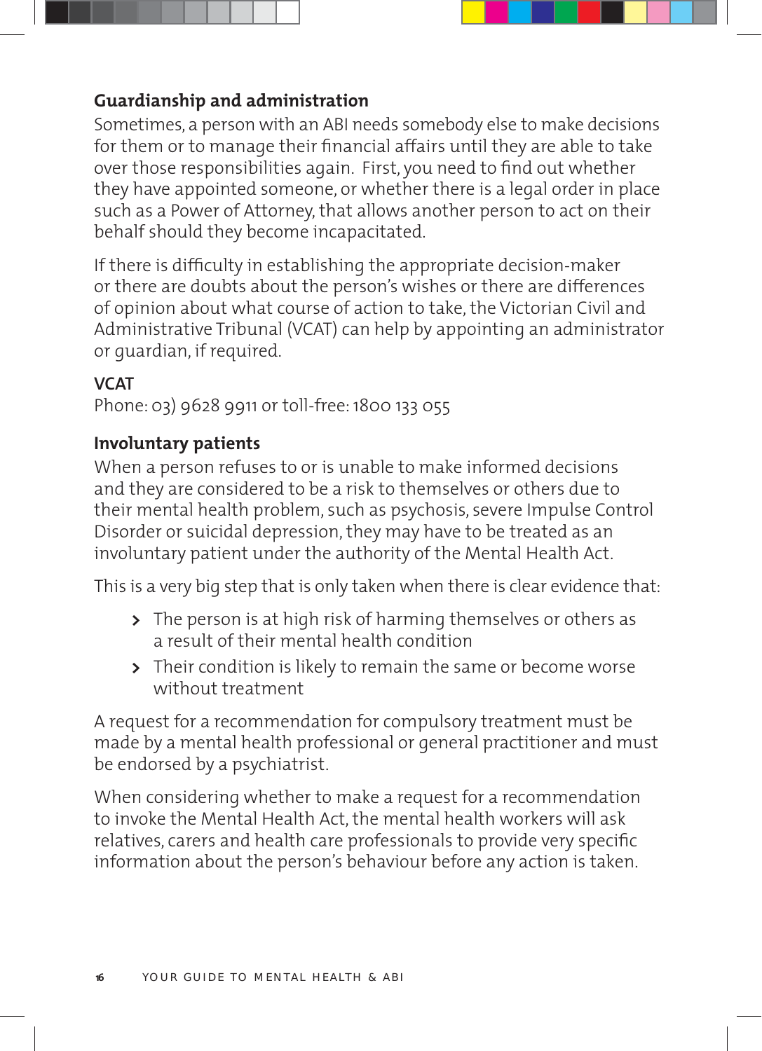## Guardianship and administration

Sometimes, a person with an ABI needs somebody else to make decisions for them or to manage their financial affairs until they are able to take over those responsibilities again. First, you need to find out whether they have appointed someone, or whether there is a legal order in place such as a Power of Attorney, that allows another person to act on their behalf should they become incapacitated.

If there is difficulty in establishing the appropriate decision-maker or there are doubts about the person's wishes or there are differences of opinion about what course of action to take, the Victorian Civil and Administrative Tribunal (VCAT) can help by appointing an administrator or guardian, if required.

**VCAT**
Phone: 03) 9628 9911 or toll-free: 1800 133 055

## Involuntary patients

When a person refuses to or is unable to make informed decisions and they are considered to be a risk to themselves or others due to their mental health problem, such as psychosis, severe Impulse Control Disorder or suicidal depression, they may have to be treated as an involuntary patient under the authority of the Mental Health Act.

This is a very big step that is only taken when there is clear evidence that:

- The person is at high risk of harming themselves or others as a result of their mental health condition
- Their condition is likely to remain the same or become worse without treatment

A request for a recommendation for compulsory treatment must be made by a mental health professional or general practitioner and must be endorsed by a psychiatrist.

When considering whether to make a request for a recommendation to invoke the Mental Health Act, the mental health workers will ask relatives, carers and health care professionals to provide very specific information about the person's behaviour before any action is taken.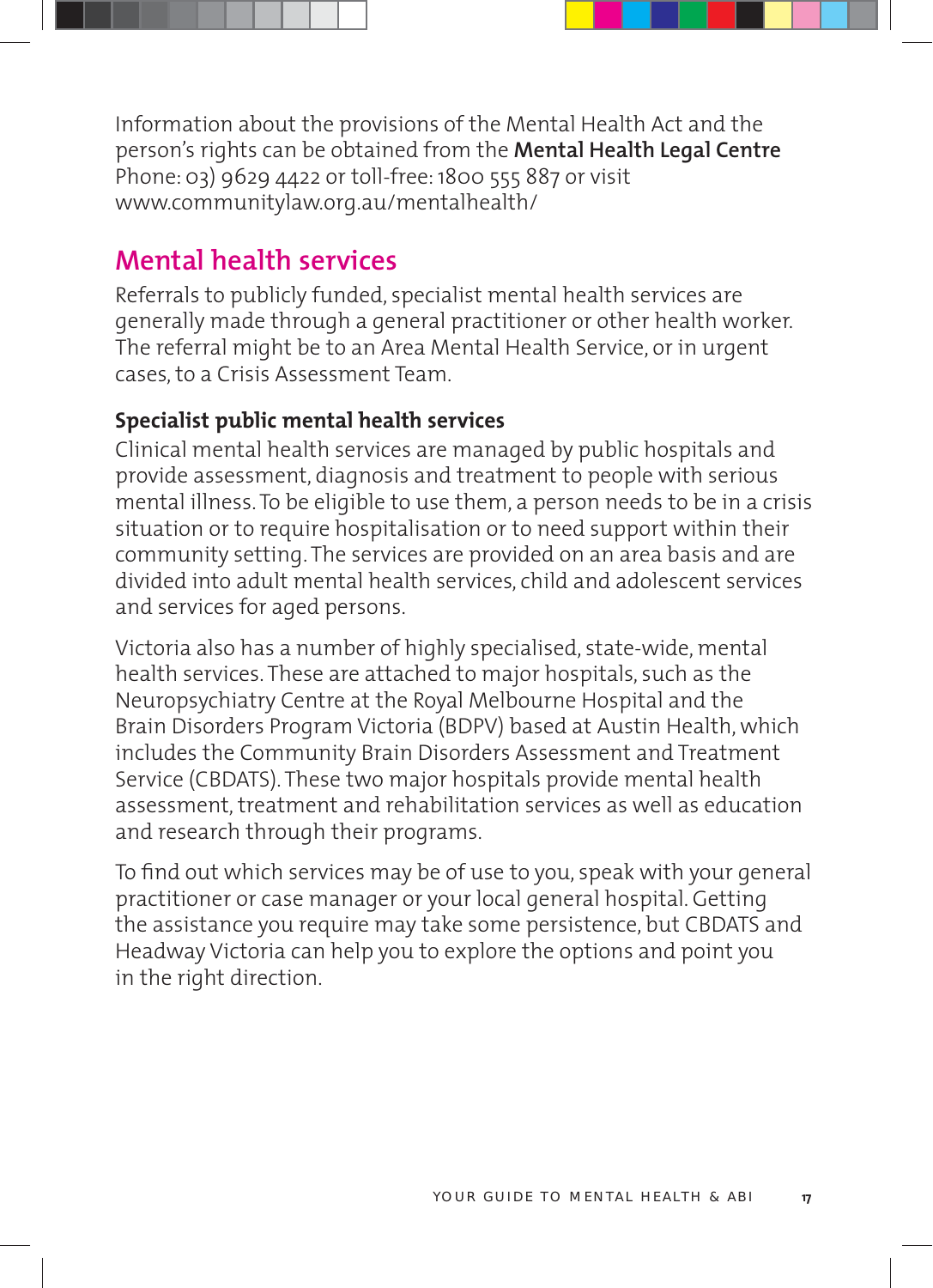Information about the provisions of the Mental Health Act and the person's rights can be obtained from the **Mental Health Legal Centre** Phone: 03) 9629 4422 or toll-free: 1800 555 887 or visit www.communitylaw.org.au/mentalhealth/

## Mental health services

Referrals to publicly funded, specialist mental health services are generally made through a general practitioner or other health worker. The referral might be to an Area Mental Health Service, or in urgent cases, to a Crisis Assessment Team.

### Specialist public mental health services

Clinical mental health services are managed by public hospitals and provide assessment, diagnosis and treatment to people with serious mental illness. To be eligible to use them, a person needs to be in a crisis situation or to require hospitalisation or to need support within their community setting. The services are provided on an area basis and are divided into adult mental health services, child and adolescent services and services for aged persons.

Victoria also has a number of highly specialised, state-wide, mental health services. These are attached to major hospitals, such as the Neuropsychiatry Centre at the Royal Melbourne Hospital and the Brain Disorders Program Victoria (BDPV) based at Austin Health, which includes the Community Brain Disorders Assessment and Treatment Service (CBDATS). These two major hospitals provide mental health assessment, treatment and rehabilitation services as well as education and research through their programs.

To find out which services may be of use to you, speak with your general practitioner or case manager or your local general hospital. Getting the assistance you require may take some persistence, but CBDATS and Headway Victoria can help you to explore the options and point you in the right direction.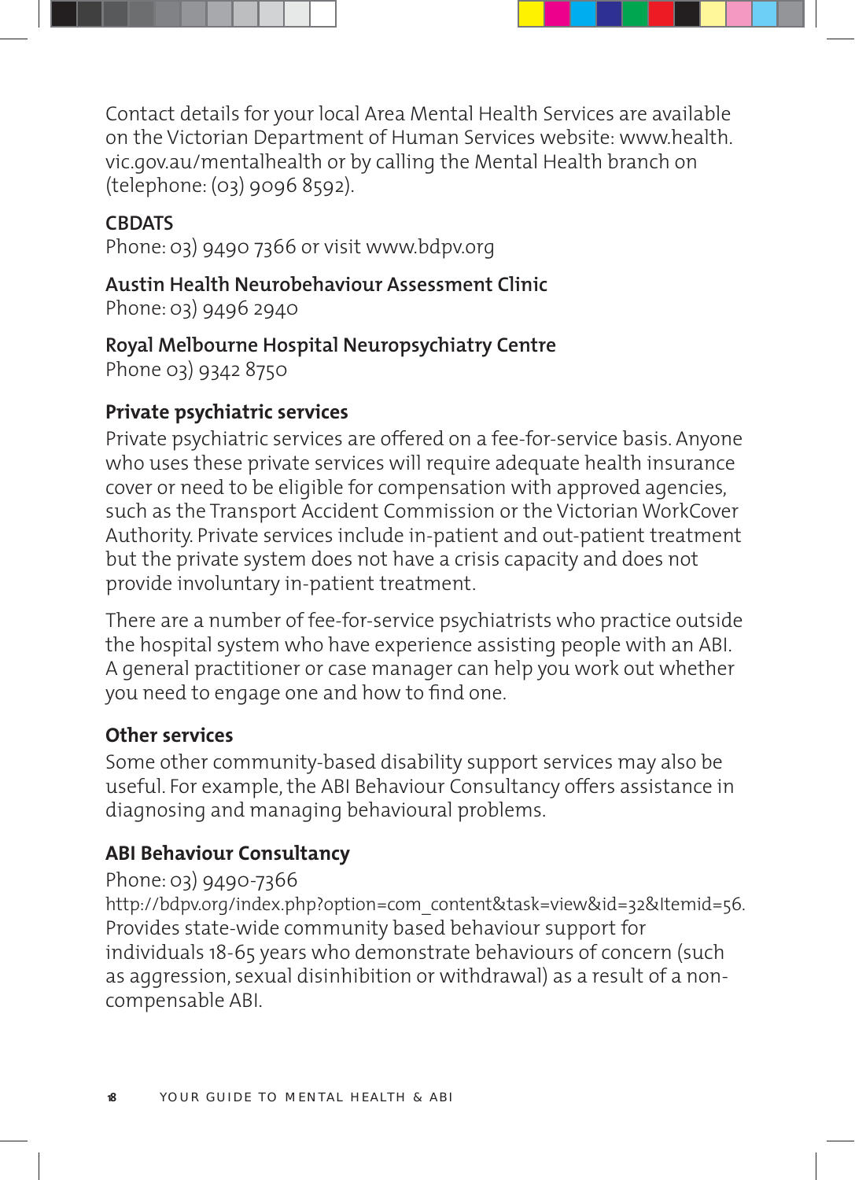Contact details for your local Area Mental Health Services are available on the Victorian Department of Human Services website: www.health.vic.gov.au/mentalhealth or by calling the Mental Health branch on (telephone: (03) 9096 8592).

**CBDATS**
Phone: 03) 9490 7366 or visit www.bdpv.org

**Austin Health Neurobehaviour Assessment Clinic**
Phone: 03) 9496 2940

**Royal Melbourne Hospital Neuropsychiatry Centre**
Phone 03) 9342 8750

### Private psychiatric services

Private psychiatric services are offered on a fee-for-service basis. Anyone who uses these private services will require adequate health insurance cover or need to be eligible for compensation with approved agencies, such as the Transport Accident Commission or the Victorian WorkCover Authority. Private services include in-patient and out-patient treatment but the private system does not have a crisis capacity and does not provide involuntary in-patient treatment.

There are a number of fee-for-service psychiatrists who practice outside the hospital system who have experience assisting people with an ABI. A general practitioner or case manager can help you work out whether you need to engage one and how to find one.

### Other services

Some other community-based disability support services may also be useful. For example, the ABI Behaviour Consultancy offers assistance in diagnosing and managing behavioural problems.

### ABI Behaviour Consultancy

Phone: 03) 9490-7366
http://bdpv.org/index.php?option=com_content&task=view&id=32&Itemid=56.
Provides state-wide community based behaviour support for individuals 18-65 years who demonstrate behaviours of concern (such as aggression, sexual disinhibition or withdrawal) as a result of a non-compensable ABI.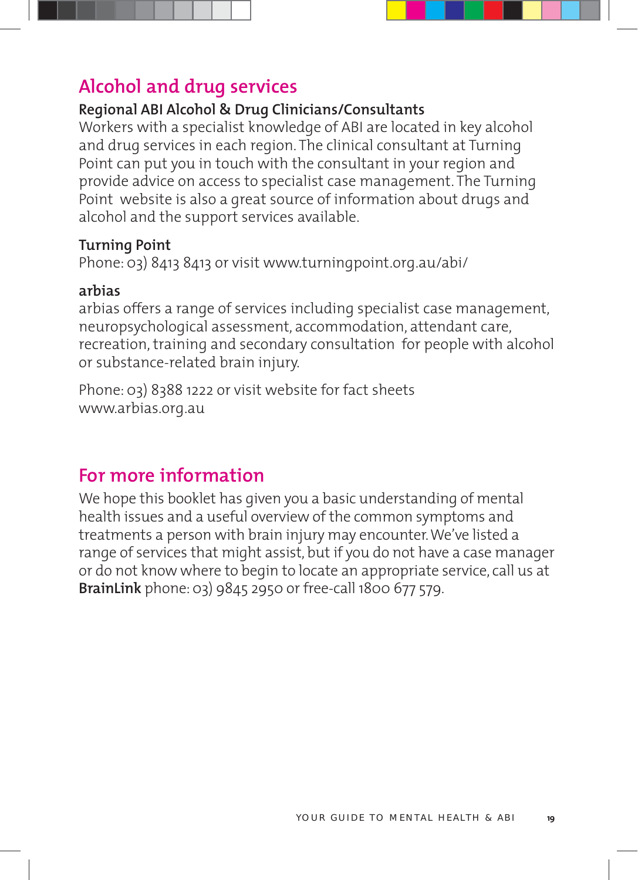## Alcohol and drug services

### Regional ABI Alcohol & Drug Clinicians/Consultants

Workers with a specialist knowledge of ABI are located in key alcohol and drug services in each region. The clinical consultant at Turning Point can put you in touch with the consultant in your region and provide advice on access to specialist case management. The Turning Point website is also a great source of information about drugs and alcohol and the support services available.

### Turning Point

Phone: 03) 8413 8413 or visit www.turningpoint.org.au/abi/

### arbias

arbias offers a range of services including specialist case management, neuropsychological assessment, accommodation, attendant care, recreation, training and secondary consultation for people with alcohol or substance-related brain injury.

Phone: 03) 8388 1222 or visit website for fact sheets
www.arbias.org.au

## For more information

We hope this booklet has given you a basic understanding of mental health issues and a useful overview of the common symptoms and treatments a person with brain injury may encounter. We've listed a range of services that might assist, but if you do not have a case manager or do not know where to begin to locate an appropriate service, call us at **BrainLink** phone: 03) 9845 2950 or free-call 1800 677 579.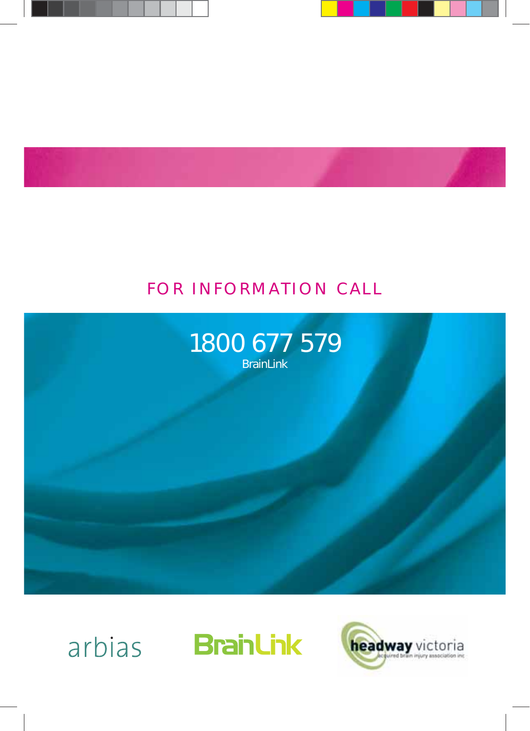FOR INFORMATION CALL

1800 677 579

BrainLink

arbias

BrainLink

headway victoria

acquired brain injury association inc